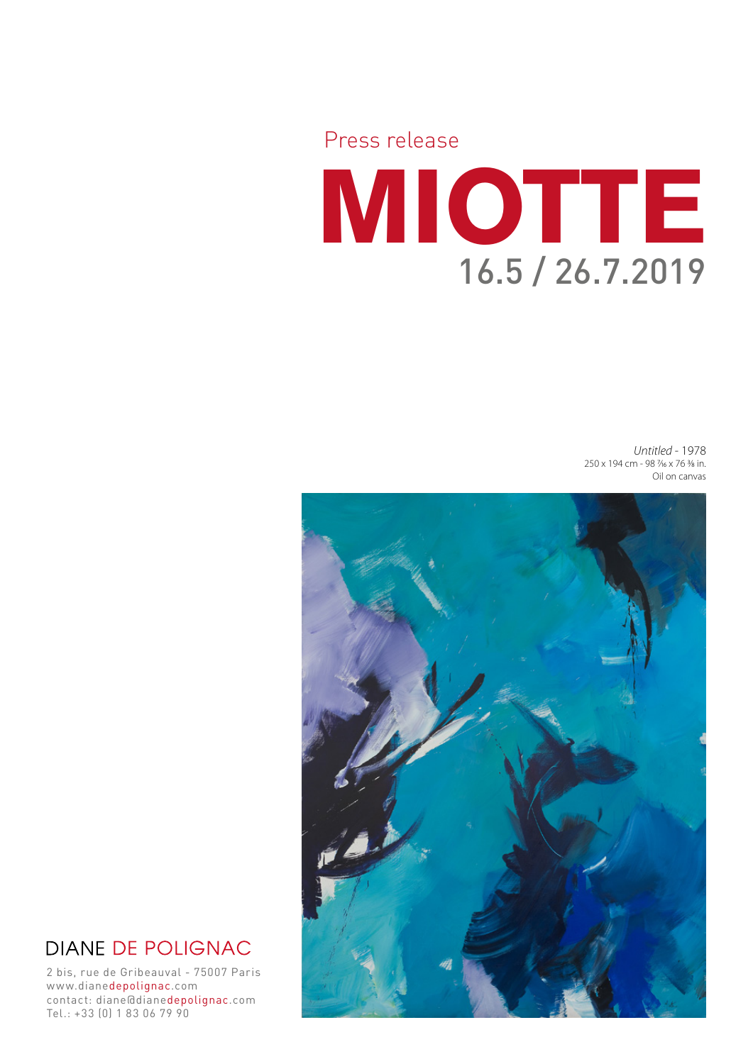Press release

# MIOTTE

16.5 / 26.7.2019

*Untitled* - 1978
250 x 194 cm - 98 7/16 x 76 3/8 in.
Oil on canvas

DIANE DE POLIGNAC

2 bis, rue de Gribeauval - 75007 Paris
www.dianedepolignac.com
contact: diane@dianedepolignac.com
Tel.: +33 (0) 1 83 06 79 90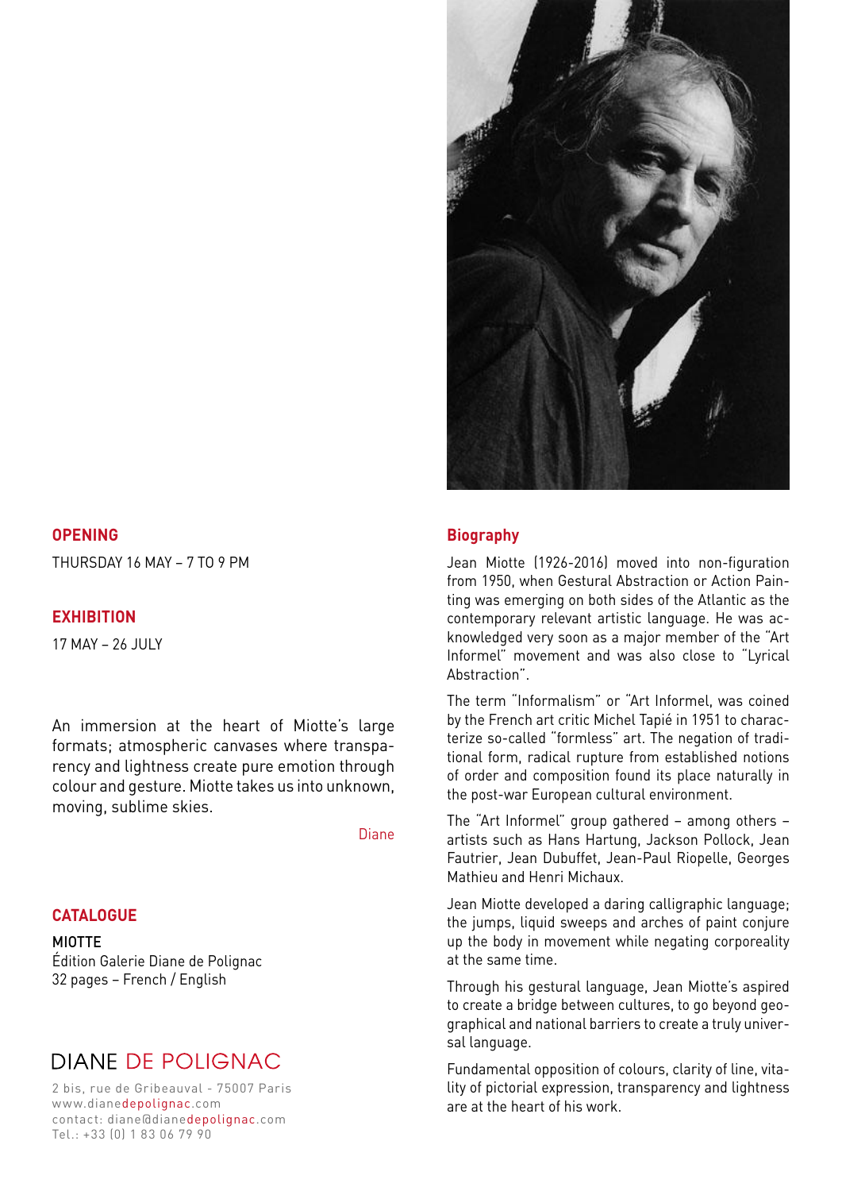## OPENING

THURSDAY 16 MAY – 7 TO 9 PM

## EXHIBITION

17 MAY – 26 JULY

An immersion at the heart of Miotte's large formats; atmospheric canvases where transparency and lightness create pure emotion through colour and gesture. Miotte takes us into unknown, moving, sublime skies.

Diane

## CATALOGUE

MIOTTE
Édition Galerie Diane de Polignac
32 pages – French / English

DIANE DE POLIGNAC

2 bis, rue de Gribeauval - 75007 Paris
www.dianedepolignac.com
contact: diane@dianedepolignac.com
Tel.: +33 (0) 1 83 06 79 90

## Biography

Jean Miotte (1926-2016) moved into non-figuration from 1950, when Gestural Abstraction or Action Painting was emerging on both sides of the Atlantic as the contemporary relevant artistic language. He was acknowledged very soon as a major member of the "Art Informel" movement and was also close to "Lyrical Abstraction".

The term "Informalism" or "Art Informel, was coined by the French art critic Michel Tapié in 1951 to characterize so-called "formless" art. The negation of traditional form, radical rupture from established notions of order and composition found its place naturally in the post-war European cultural environment.

The "Art Informel" group gathered – among others – artists such as Hans Hartung, Jackson Pollock, Jean Fautrier, Jean Dubuffet, Jean-Paul Riopelle, Georges Mathieu and Henri Michaux.

Jean Miotte developed a daring calligraphic language; the jumps, liquid sweeps and arches of paint conjure up the body in movement while negating corporeality at the same time.

Through his gestural language, Jean Miotte's aspired to create a bridge between cultures, to go beyond geographical and national barriers to create a truly universal language.

Fundamental opposition of colours, clarity of line, vitality of pictorial expression, transparency and lightness are at the heart of his work.